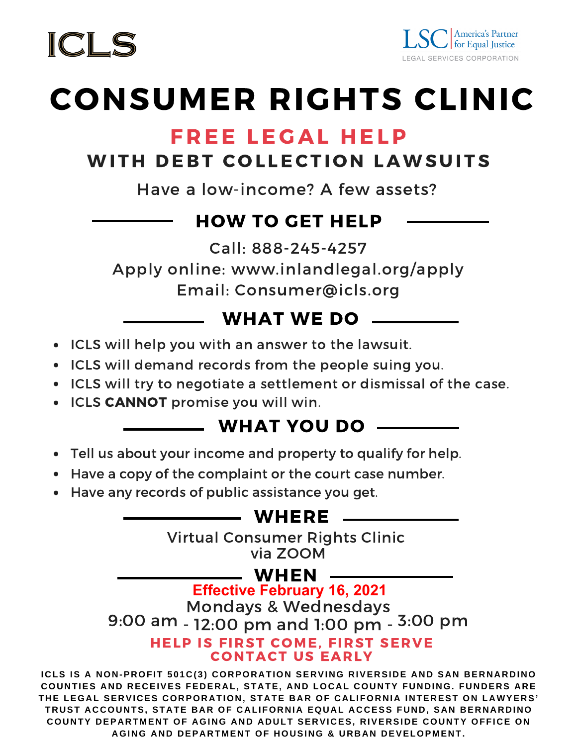ICLS

LSC | America's Partner for Equal Justice
LEGAL SERVICES CORPORATION

# CONSUMER RIGHTS CLINIC

## FREE LEGAL HELP

## WITH DEBT COLLECTION LAWSUITS

Have a low-income? A few assets?

### HOW TO GET HELP

Call: 888-245-4257

Apply online: www.inlandlegal.org/apply

Email: Consumer@icls.org

### WHAT WE DO

- ICLS will help you with an answer to the lawsuit.
- ICLS will demand records from the people suing you.
- ICLS will try to negotiate a settlement or dismissal of the case.
- ICLS **CANNOT** promise you will win.

### WHAT YOU DO

- Tell us about your income and property to qualify for help.
- Have a copy of the complaint or the court case number.
- Have any records of public assistance you get.

### WHERE

Virtual Consumer Rights Clinic
via ZOOM

### WHEN

**Effective February 16, 2021**

Mondays & Wednesdays

9:00 am - 12:00 pm and 1:00 pm - 3:00 pm

**HELP IS FIRST COME, FIRST SERVE**
**CONTACT US EARLY**

ICLS IS A NON-PROFIT 501C(3) CORPORATION SERVING RIVERSIDE AND SAN BERNARDINO COUNTIES AND RECEIVES FEDERAL, STATE, AND LOCAL COUNTY FUNDING. FUNDERS ARE THE LEGAL SERVICES CORPORATION, STATE BAR OF CALIFORNIA INTEREST ON LAWYERS' TRUST ACCOUNTS, STATE BAR OF CALIFORNIA EQUAL ACCESS FUND, SAN BERNARDINO COUNTY DEPARTMENT OF AGING AND ADULT SERVICES, RIVERSIDE COUNTY OFFICE ON AGING AND DEPARTMENT OF HOUSING & URBAN DEVELOPMENT.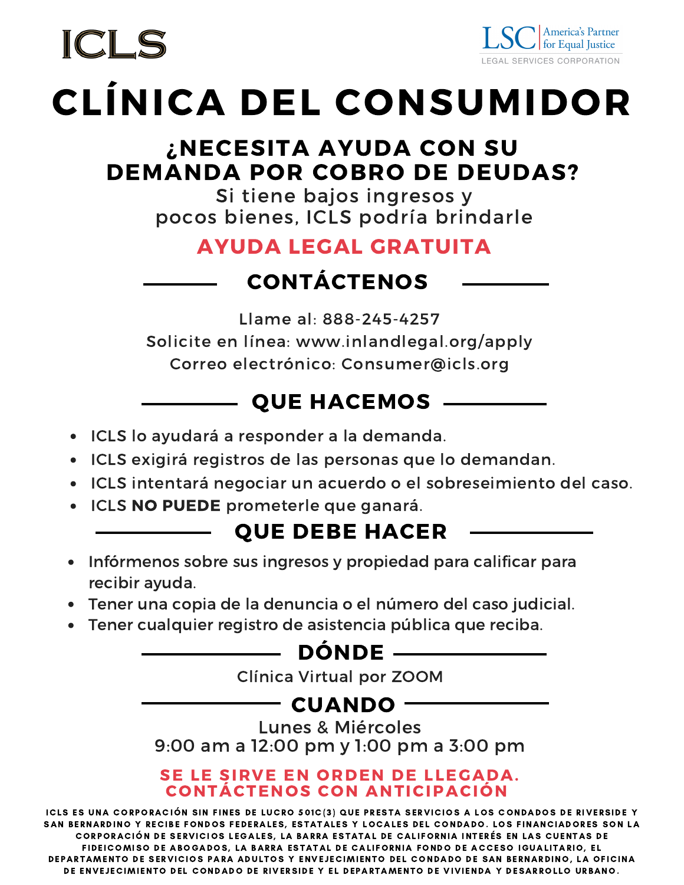ICLS

LSC | America's Partner for Equal Justice
LEGAL SERVICES CORPORATION

# CLÍNICA DEL CONSUMIDOR

## ¿NECESITA AYUDA CON SU DEMANDA POR COBRO DE DEUDAS?

Si tiene bajos ingresos y pocos bienes, ICLS podría brindarle

**AYUDA LEGAL GRATUITA**

## CONTÁCTENOS

Llame al: 888-245-4257
Solicite en línea: www.inlandlegal.org/apply
Correo electrónico: Consumer@icls.org

## QUE HACEMOS

- ICLS lo ayudará a responder a la demanda.
- ICLS exigirá registros de las personas que lo demandan.
- ICLS intentará negociar un acuerdo o el sobreseimiento del caso.
- ICLS **NO PUEDE** prometerle que ganará.

## QUE DEBE HACER

- Infórmenos sobre sus ingresos y propiedad para calificar para recibir ayuda.
- Tener una copia de la denuncia o el número del caso judicial.
- Tener cualquier registro de asistencia pública que reciba.

## DÓNDE

Clínica Virtual por ZOOM

## CUANDO

Lunes & Miércoles
9:00 am a 12:00 pm y 1:00 pm a 3:00 pm

**SE LE SIRVE EN ORDEN DE LLEGADA. CONTÁCTENOS CON ANTICIPACIÓN**

ICLS ES UNA CORPORACIÓN SIN FINES DE LUCRO 501C(3) QUE PRESTA SERVICIOS A LOS CONDADOS DE RIVERSIDE Y SAN BERNARDINO Y RECIBE FONDOS FEDERALES, ESTATALES Y LOCALES DEL CONDADO. LOS FINANCIADORES SON LA CORPORACIÓN DE SERVICIOS LEGALES, LA BARRA ESTATAL DE CALIFORNIA INTERÉS EN LAS CUENTAS DE FIDEICOMISO DE ABOGADOS, LA BARRA ESTATAL DE CALIFORNIA FONDO DE ACCESO IGUALITARIO, EL DEPARTAMENTO DE SERVICIOS PARA ADULTOS Y ENVEJECIMIENTO DEL CONDADO DE SAN BERNARDINO, LA OFICINA DE ENVEJECIMIENTO DEL CONDADO DE RIVERSIDE Y EL DEPARTAMENTO DE VIVIENDA Y DESARROLLO URBANO.